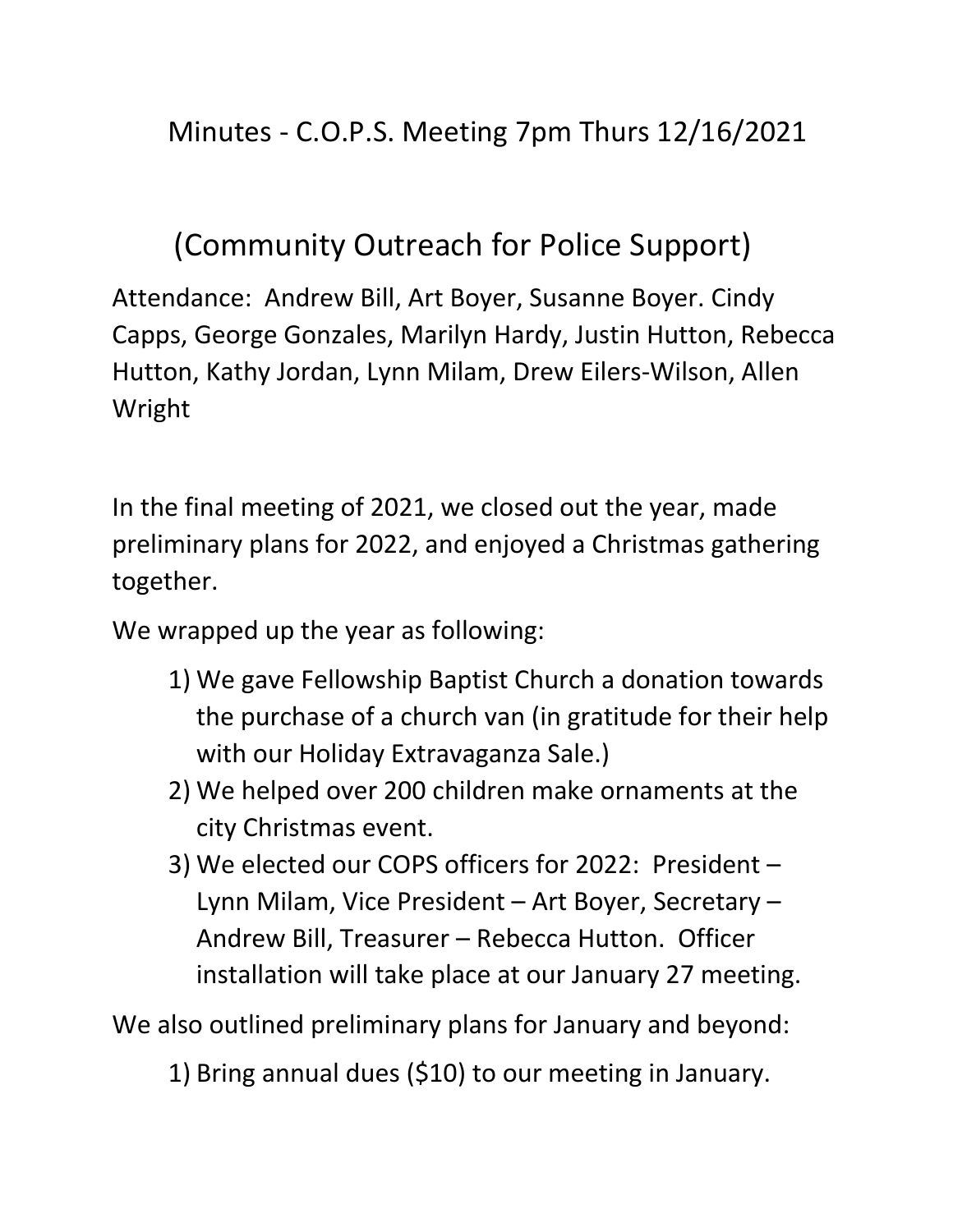# Minutes - C.O.P.S. Meeting 7pm Thurs 12/16/2021

## (Community Outreach for Police Support)

Attendance: Andrew Bill, Art Boyer, Susanne Boyer. Cindy Capps, George Gonzales, Marilyn Hardy, Justin Hutton, Rebecca Hutton, Kathy Jordan, Lynn Milam, Drew Eilers-Wilson, Allen Wright

In the final meeting of 2021, we closed out the year, made preliminary plans for 2022, and enjoyed a Christmas gathering together.

We wrapped up the year as following:

1) We gave Fellowship Baptist Church a donation towards the purchase of a church van (in gratitude for their help with our Holiday Extravaganza Sale.)
2) We helped over 200 children make ornaments at the city Christmas event.
3) We elected our COPS officers for 2022: President – Lynn Milam, Vice President – Art Boyer, Secretary – Andrew Bill, Treasurer – Rebecca Hutton. Officer installation will take place at our January 27 meeting.

We also outlined preliminary plans for January and beyond:

1) Bring annual dues ($10) to our meeting in January.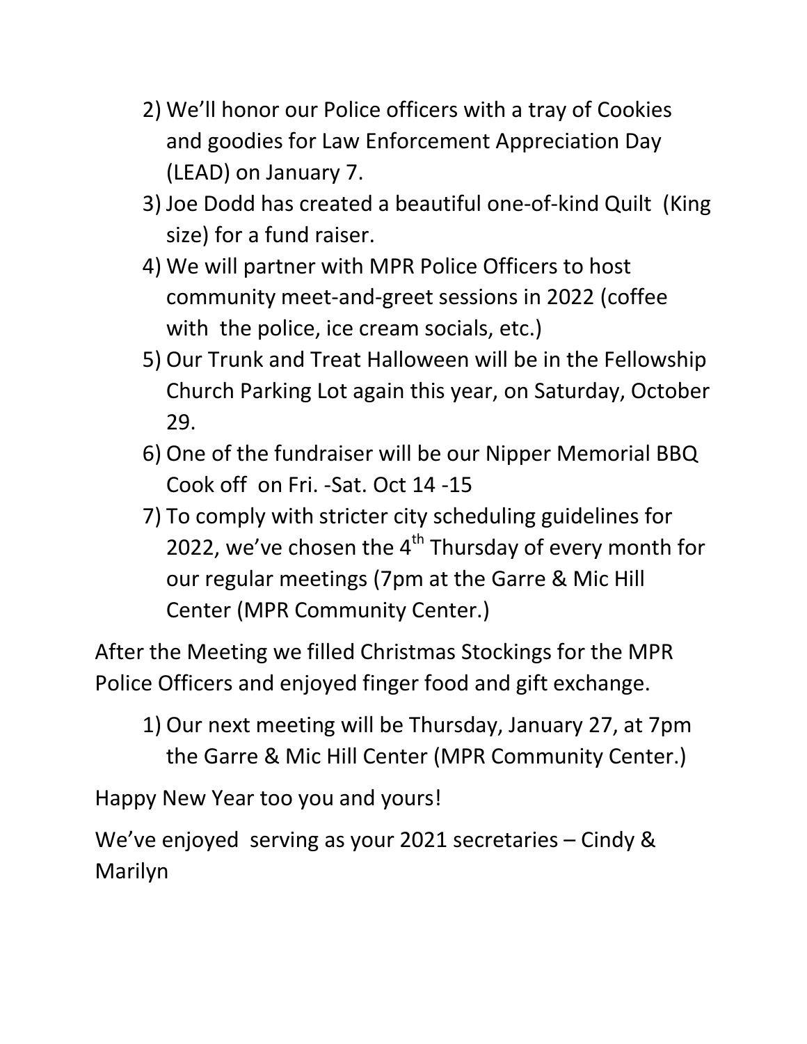2) We'll honor our Police officers with a tray of Cookies and goodies for Law Enforcement Appreciation Day (LEAD) on January 7.
3) Joe Dodd has created a beautiful one-of-kind Quilt (King size) for a fund raiser.
4) We will partner with MPR Police Officers to host community meet-and-greet sessions in 2022 (coffee with the police, ice cream socials, etc.)
5) Our Trunk and Treat Halloween will be in the Fellowship Church Parking Lot again this year, on Saturday, October 29.
6) One of the fundraiser will be our Nipper Memorial BBQ Cook off on Fri. -Sat. Oct 14 -15
7) To comply with stricter city scheduling guidelines for 2022, we've chosen the 4th Thursday of every month for our regular meetings (7pm at the Garre & Mic Hill Center (MPR Community Center.)

After the Meeting we filled Christmas Stockings for the MPR Police Officers and enjoyed finger food and gift exchange.

1) Our next meeting will be Thursday, January 27, at 7pm the Garre & Mic Hill Center (MPR Community Center.)

Happy New Year too you and yours!

We've enjoyed serving as your 2021 secretaries – Cindy & Marilyn